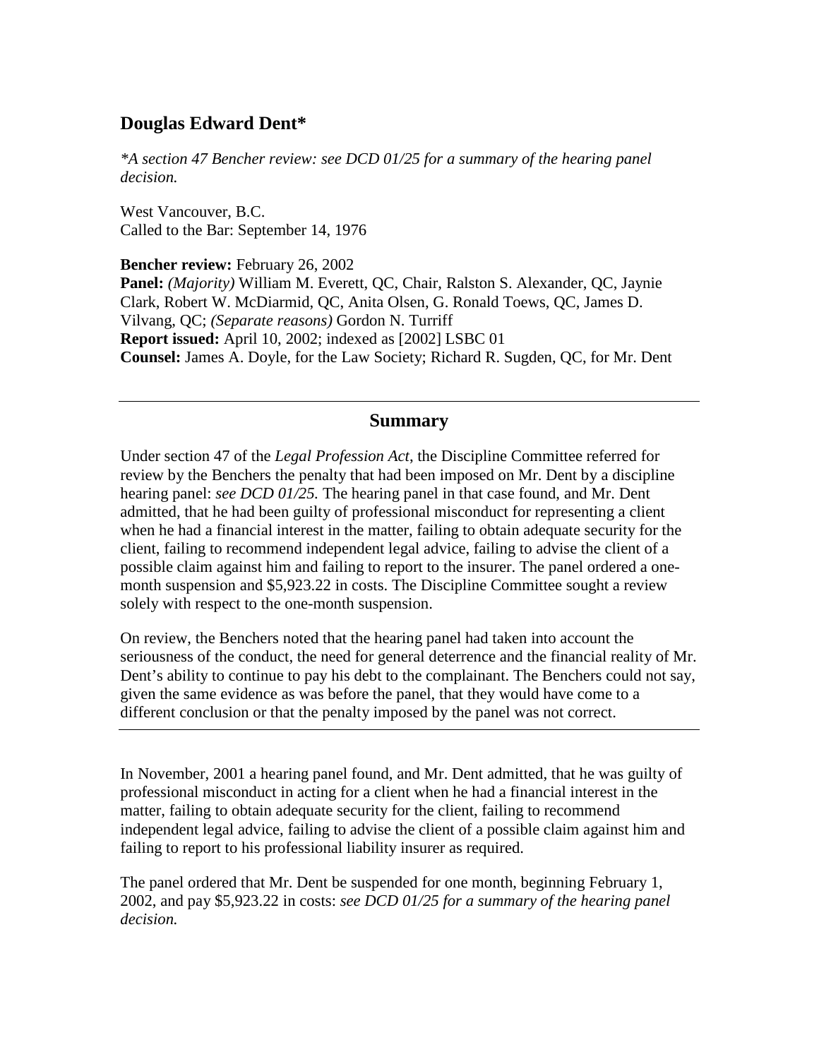## Douglas Edward Dent*

*\*A section 47 Bencher review: see DCD 01/25 for a summary of the hearing panel decision.*

West Vancouver, B.C.
Called to the Bar: September 14, 1976

**Bencher review:** February 26, 2002
**Panel:** *(Majority)* William M. Everett, QC, Chair, Ralston S. Alexander, QC, Jaynie Clark, Robert W. McDiarmid, QC, Anita Olsen, G. Ronald Toews, QC, James D. Vilvang, QC; *(Separate reasons)* Gordon N. Turriff
**Report issued:** April 10, 2002; indexed as [2002] LSBC 01
**Counsel:** James A. Doyle, for the Law Society; Richard R. Sugden, QC, for Mr. Dent

---

### Summary

Under section 47 of the *Legal Profession Act*, the Discipline Committee referred for review by the Benchers the penalty that had been imposed on Mr. Dent by a discipline hearing panel: *see DCD 01/25.* The hearing panel in that case found, and Mr. Dent admitted, that he had been guilty of professional misconduct for representing a client when he had a financial interest in the matter, failing to obtain adequate security for the client, failing to recommend independent legal advice, failing to advise the client of a possible claim against him and failing to report to the insurer. The panel ordered a one-month suspension and $5,923.22 in costs. The Discipline Committee sought a review solely with respect to the one-month suspension.

On review, the Benchers noted that the hearing panel had taken into account the seriousness of the conduct, the need for general deterrence and the financial reality of Mr. Dent's ability to continue to pay his debt to the complainant. The Benchers could not say, given the same evidence as was before the panel, that they would have come to a different conclusion or that the penalty imposed by the panel was not correct.

---

In November, 2001 a hearing panel found, and Mr. Dent admitted, that he was guilty of professional misconduct in acting for a client when he had a financial interest in the matter, failing to obtain adequate security for the client, failing to recommend independent legal advice, failing to advise the client of a possible claim against him and failing to report to his professional liability insurer as required.

The panel ordered that Mr. Dent be suspended for one month, beginning February 1, 2002, and pay $5,923.22 in costs: *see DCD 01/25 for a summary of the hearing panel decision.*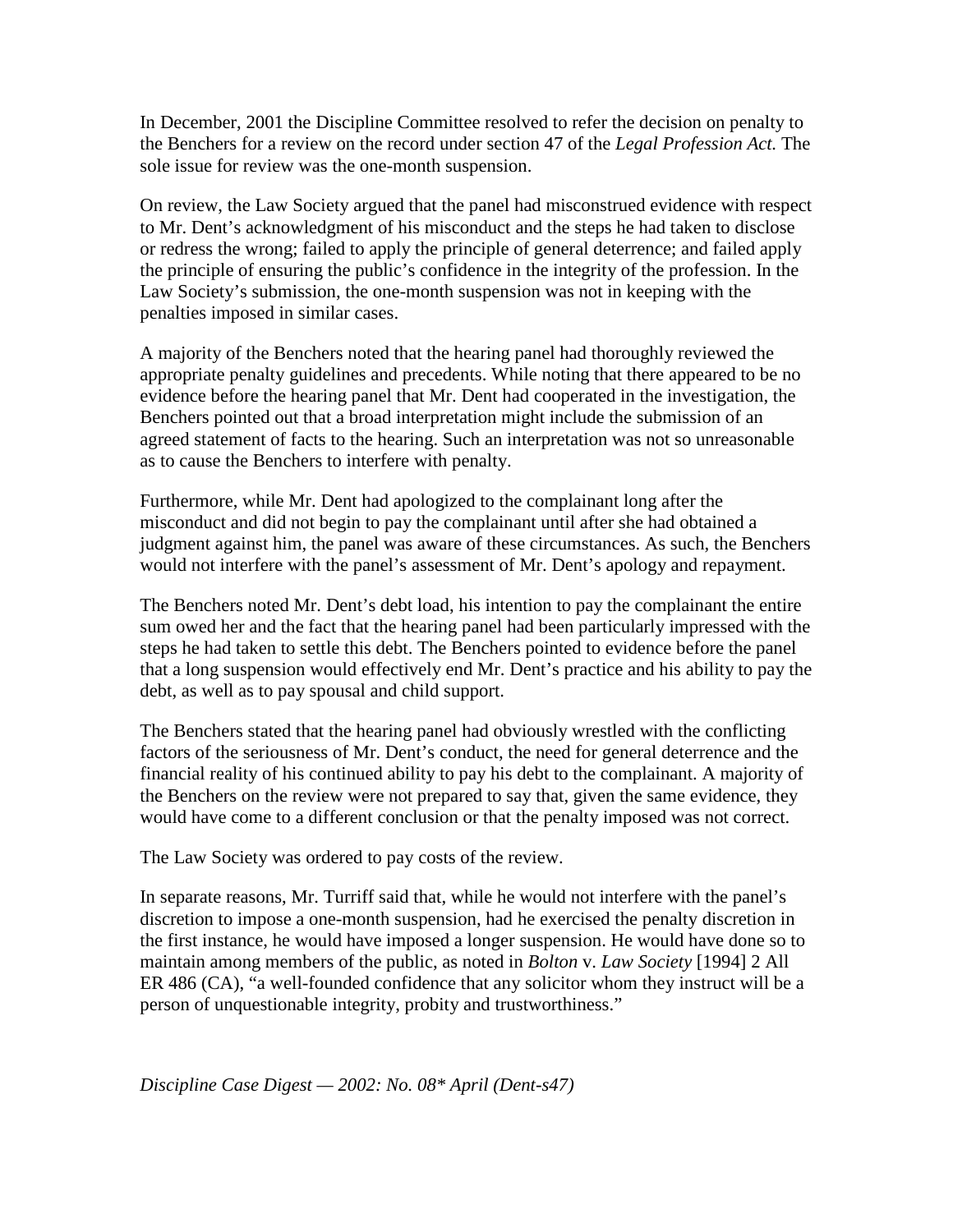In December, 2001 the Discipline Committee resolved to refer the decision on penalty to the Benchers for a review on the record under section 47 of the *Legal Profession Act.* The sole issue for review was the one-month suspension.

On review, the Law Society argued that the panel had misconstrued evidence with respect to Mr. Dent's acknowledgment of his misconduct and the steps he had taken to disclose or redress the wrong; failed to apply the principle of general deterrence; and failed apply the principle of ensuring the public's confidence in the integrity of the profession. In the Law Society's submission, the one-month suspension was not in keeping with the penalties imposed in similar cases.

A majority of the Benchers noted that the hearing panel had thoroughly reviewed the appropriate penalty guidelines and precedents. While noting that there appeared to be no evidence before the hearing panel that Mr. Dent had cooperated in the investigation, the Benchers pointed out that a broad interpretation might include the submission of an agreed statement of facts to the hearing. Such an interpretation was not so unreasonable as to cause the Benchers to interfere with penalty.

Furthermore, while Mr. Dent had apologized to the complainant long after the misconduct and did not begin to pay the complainant until after she had obtained a judgment against him, the panel was aware of these circumstances. As such, the Benchers would not interfere with the panel's assessment of Mr. Dent's apology and repayment.

The Benchers noted Mr. Dent's debt load, his intention to pay the complainant the entire sum owed her and the fact that the hearing panel had been particularly impressed with the steps he had taken to settle this debt. The Benchers pointed to evidence before the panel that a long suspension would effectively end Mr. Dent's practice and his ability to pay the debt, as well as to pay spousal and child support.

The Benchers stated that the hearing panel had obviously wrestled with the conflicting factors of the seriousness of Mr. Dent's conduct, the need for general deterrence and the financial reality of his continued ability to pay his debt to the complainant. A majority of the Benchers on the review were not prepared to say that, given the same evidence, they would have come to a different conclusion or that the penalty imposed was not correct.

The Law Society was ordered to pay costs of the review.

In separate reasons, Mr. Turriff said that, while he would not interfere with the panel's discretion to impose a one-month suspension, had he exercised the penalty discretion in the first instance, he would have imposed a longer suspension. He would have done so to maintain among members of the public, as noted in *Bolton* v. *Law Society* [1994] 2 All ER 486 (CA), "a well-founded confidence that any solicitor whom they instruct will be a person of unquestionable integrity, probity and trustworthiness."

*Discipline Case Digest — 2002: No. 08* April (Dent-s47)*